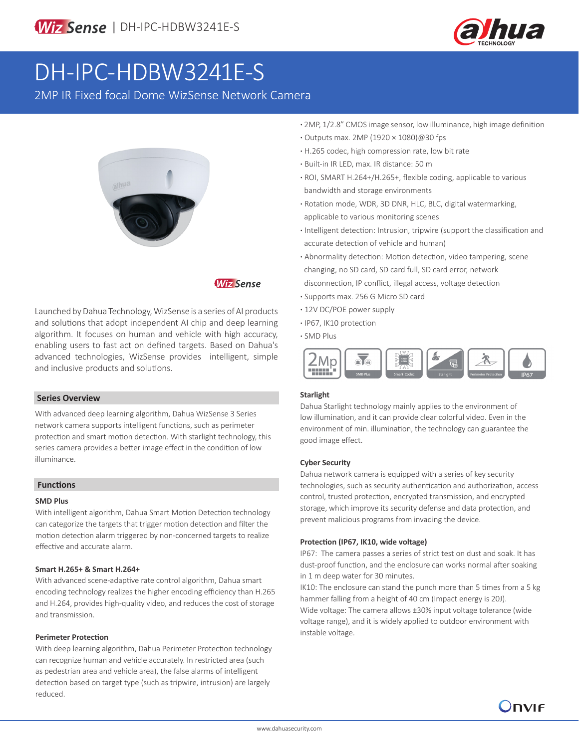WizSense | DH-IPC-HDBW3241E-S

# DH-IPC-HDBW3241E-S

2MP IR Fixed focal Dome WizSense Network Camera

- 2MP, 1/2.8" CMOS image sensor, low illuminance, high image definition
- Outputs max. 2MP (1920 × 1080)@30 fps
- H.265 codec, high compression rate, low bit rate
- Built-in IR LED, max. IR distance: 50 m
- ROI, SMART H.264+/H.265+, flexible coding, applicable to various bandwidth and storage environments
- Rotation mode, WDR, 3D DNR, HLC, BLC, digital watermarking, applicable to various monitoring scenes
- Intelligent detection: Intrusion, tripwire (support the classification and accurate detection of vehicle and human)
- Abnormality detection: Motion detection, video tampering, scene changing, no SD card, SD card full, SD card error, network disconnection, IP conflict, illegal access, voltage detection
- Supports max. 256 G Micro SD card
- 12V DC/POE power supply
- IP67, IK10 protection
- SMD Plus

2Mp | SMD Plus | Smart Codec | Starlight | Perimeter Protection | IP67

Launched by Dahua Technology, WizSense is a series of AI products and solutions that adopt independent AI chip and deep learning algorithm. It focuses on human and vehicle with high accuracy, enabling users to fast act on defined targets. Based on Dahua's advanced technologies, WizSense provides intelligent, simple and inclusive products and solutions.

## Series Overview

With advanced deep learning algorithm, Dahua WizSense 3 Series network camera supports intelligent functions, such as perimeter protection and smart motion detection. With starlight technology, this series camera provides a better image effect in the condition of low illuminance.

## Functions

### SMD Plus

With intelligent algorithm, Dahua Smart Motion Detection technology can categorize the targets that trigger motion detection and filter the motion detection alarm triggered by non-concerned targets to realize effective and accurate alarm.

### Smart H.265+ & Smart H.264+

With advanced scene-adaptive rate control algorithm, Dahua smart encoding technology realizes the higher encoding efficiency than H.265 and H.264, provides high-quality video, and reduces the cost of storage and transmission.

### Perimeter Protection

With deep learning algorithm, Dahua Perimeter Protection technology can recognize human and vehicle accurately. In restricted area (such as pedestrian area and vehicle area), the false alarms of intelligent detection based on target type (such as tripwire, intrusion) are largely reduced.

### Starlight

Dahua Starlight technology mainly applies to the environment of low illumination, and it can provide clear colorful video. Even in the environment of min. illumination, the technology can guarantee the good image effect.

### Cyber Security

Dahua network camera is equipped with a series of key security technologies, such as security authentication and authorization, access control, trusted protection, encrypted transmission, and encrypted storage, which improve its security defense and data protection, and prevent malicious programs from invading the device.

### Protection (IP67, IK10, wide voltage)

IP67: The camera passes a series of strict test on dust and soak. It has dust-proof function, and the enclosure can works normal after soaking in 1 m deep water for 30 minutes.

IK10: The enclosure can stand the punch more than 5 times from a 5 kg hammer falling from a height of 40 cm (Impact energy is 20J).

Wide voltage: The camera allows ±30% input voltage tolerance (wide voltage range), and it is widely applied to outdoor environment with instable voltage.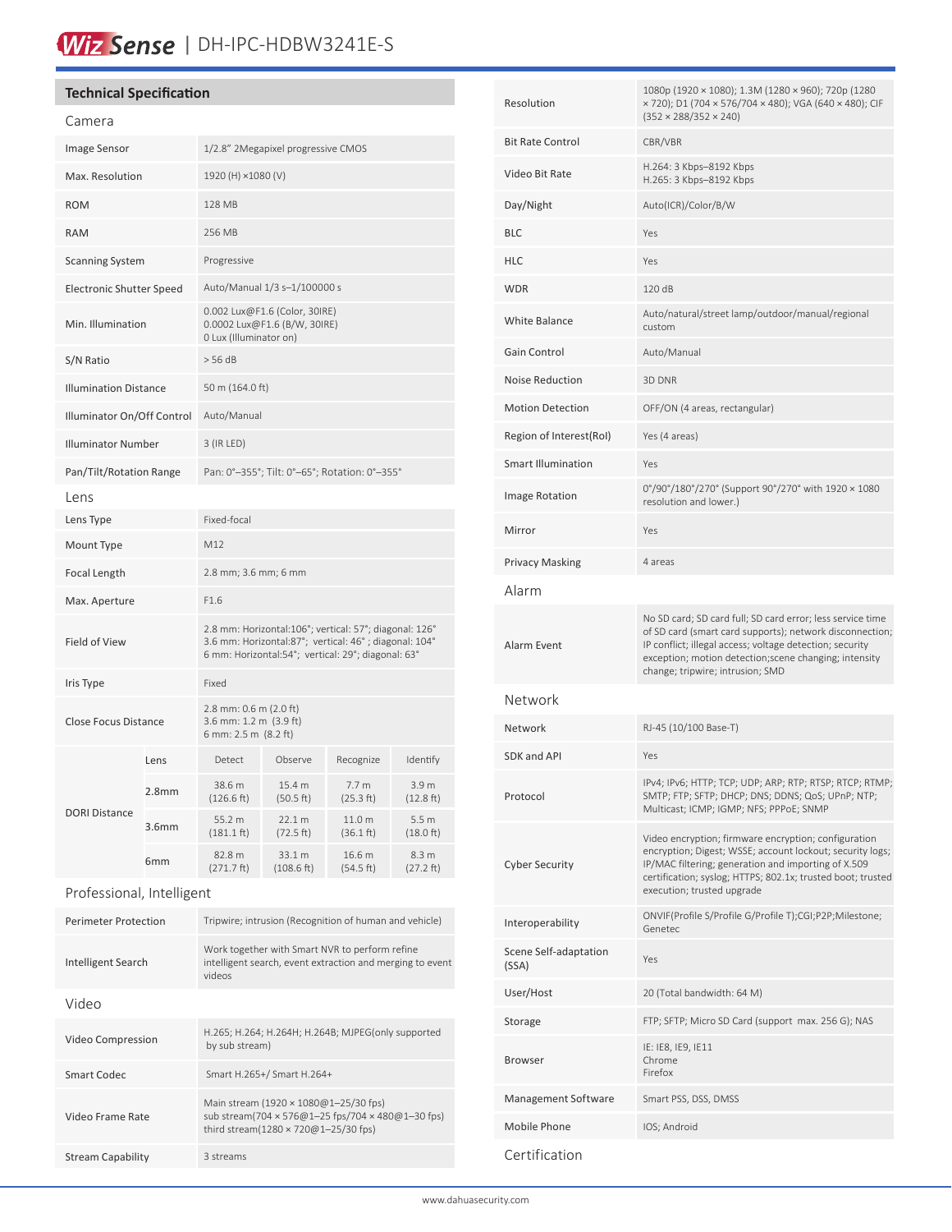## Technical Specification

### Camera

| | |
|---|---|
| Image Sensor | 1/2.8" 2Megapixel progressive CMOS |
| Max. Resolution | 1920 (H) ×1080 (V) |
| ROM | 128 MB |
| RAM | 256 MB |
| Scanning System | Progressive |
| Electronic Shutter Speed | Auto/Manual 1/3 s–1/100000 s |
| Min. Illumination | 0.002 Lux@F1.6 (Color, 30IRE)<br>0.0002 Lux@F1.6 (B/W, 30IRE)<br>0 Lux (Illuminator on) |
| S/N Ratio | > 56 dB |
| Illumination Distance | 50 m (164.0 ft) |
| Illuminator On/Off Control | Auto/Manual |
| Illuminator Number | 3 (IR LED) |
| Pan/Tilt/Rotation Range | Pan: 0°–355°; Tilt: 0°–65°; Rotation: 0°–355° |

### Lens

| | | | | | |
|---|---|---|---|---|---|
| Lens Type | Fixed-focal | | | | |
| Mount Type | M12 | | | | |
| Focal Length | 2.8 mm; 3.6 mm; 6 mm | | | | |
| Max. Aperture | F1.6 | | | | |
| Field of View | 2.8 mm: Horizontal:106°; vertical: 57°; diagonal: 126°<br>3.6 mm: Horizontal:87°; vertical: 46° ; diagonal: 104°<br>6 mm: Horizontal:54°; vertical: 29°; diagonal: 63° | | | | |
| Iris Type | Fixed | | | | |
| Close Focus Distance | 2.8 mm: 0.6 m (2.0 ft)<br>3.6 mm: 1.2 m (3.9 ft)<br>6 mm: 2.5 m (8.2 ft) | | | | |
| DORI Distance | Lens | Detect | Observe | Recognize | Identify |
| | 2.8mm | 38.6 m (126.6 ft) | 15.4 m (50.5 ft) | 7.7 m (25.3 ft) | 3.9 m (12.8 ft) |
| | 3.6mm | 55.2 m (181.1 ft) | 22.1 m (72.5 ft) | 11.0 m (36.1 ft) | 5.5 m (18.0 ft) |
| | 6mm | 82.8 m (271.7 ft) | 33.1 m (108.6 ft) | 16.6 m (54.5 ft) | 8.3 m (27.2 ft) |

### Professional, Intelligent

| | |
|---|---|
| Perimeter Protection | Tripwire; intrusion (Recognition of human and vehicle) |
| Intelligent Search | Work together with Smart NVR to perform refine intelligent search, event extraction and merging to event videos |

### Video

| | |
|---|---|
| Video Compression | H.265; H.264; H.264H; H.264B; MJPEG(only supported by sub stream) |
| Smart Codec | Smart H.265+/ Smart H.264+ |
| Video Frame Rate | Main stream (1920 × 1080@1–25/30 fps)<br>sub stream(704 × 576@1–25 fps/704 × 480@1–30 fps)<br>third stream(1280 × 720@1–25/30 fps) |
| Stream Capability | 3 streams |
| Resolution | 1080p (1920 × 1080); 1.3M (1280 × 960); 720p (1280 × 720); D1 (704 × 576/704 × 480); VGA (640 × 480); CIF (352 × 288/352 × 240) |
| Bit Rate Control | CBR/VBR |
| Video Bit Rate | H.264: 3 Kbps–8192 Kbps<br>H.265: 3 Kbps–8192 Kbps |
| Day/Night | Auto(ICR)/Color/B/W |
| BLC | Yes |
| HLC | Yes |
| WDR | 120 dB |
| White Balance | Auto/natural/street lamp/outdoor/manual/regional custom |
| Gain Control | Auto/Manual |
| Noise Reduction | 3D DNR |
| Motion Detection | OFF/ON (4 areas, rectangular) |
| Region of Interest(RoI) | Yes (4 areas) |
| Smart Illumination | Yes |
| Image Rotation | 0°/90°/180°/270° (Support 90°/270° with 1920 × 1080 resolution and lower.) |
| Mirror | Yes |
| Privacy Masking | 4 areas |

### Alarm

| | |
|---|---|
| Alarm Event | No SD card; SD card full; SD card error; less service time of SD card (smart card supports); network disconnection; IP conflict; illegal access; voltage detection; security exception; motion detection;scene changing; intensity change; tripwire; intrusion; SMD |

### Network

| | |
|---|---|
| Network | RJ-45 (10/100 Base-T) |
| SDK and API | Yes |
| Protocol | IPv4; IPv6; HTTP; TCP; UDP; ARP; RTP; RTSP; RTCP; RTMP; SMTP; FTP; SFTP; DHCP; DNS; DDNS; QoS; UPnP; NTP; Multicast; ICMP; IGMP; NFS; PPPoE; SNMP |
| Cyber Security | Video encryption; firmware encryption; configuration encryption; Digest; WSSE; account lockout; security logs; IP/MAC filtering; generation and importing of X.509 certification; syslog; HTTPS; 802.1x; trusted boot; trusted execution; trusted upgrade |
| Interoperability | ONVIF(Profile S/Profile G/Profile T);CGI;P2P;Milestone; Genetec |
| Scene Self-adaptation (SSA) | Yes |
| User/Host | 20 (Total bandwidth: 64 M) |
| Storage | FTP; SFTP; Micro SD Card (support max. 256 G); NAS |
| Browser | IE: IE8, IE9, IE11<br>Chrome<br>Firefox |
| Management Software | Smart PSS, DSS, DMSS |
| Mobile Phone | IOS; Android |

### Certification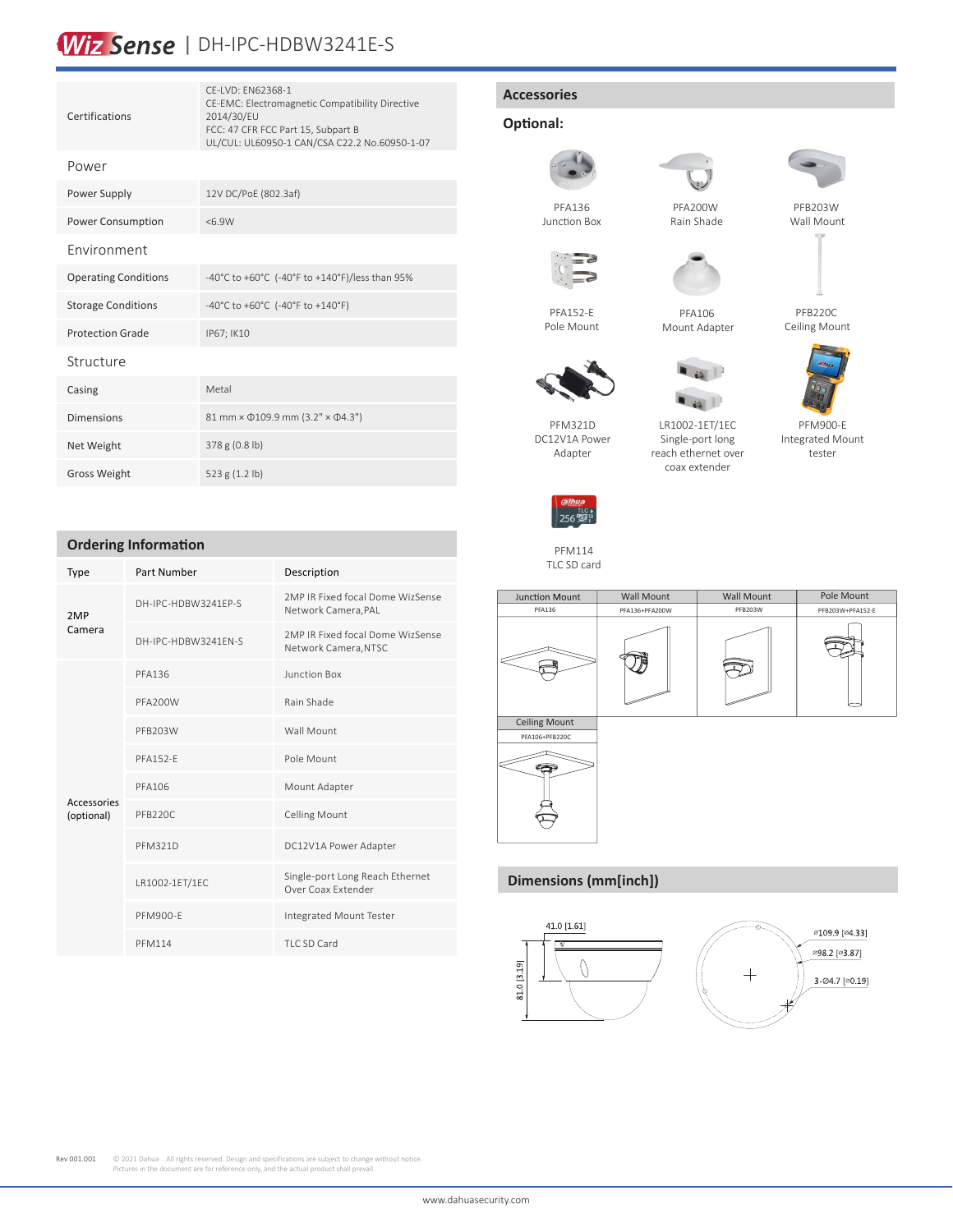# WizSense | DH-IPC-HDBW3241E-S

| | |
|---|---|
| Certifications | CE-LVD: EN62368-1<br>CE-EMC: Electromagnetic Compatibility Directive 2014/30/EU<br>FCC: 47 CFR FCC Part 15, Subpart B<br>UL/CUL: UL60950-1 CAN/CSA C22.2 No.60950-1-07 |
| **Power** | |
| Power Supply | 12V DC/PoE (802.3af) |
| Power Consumption | <6.9W |
| **Environment** | |
| Operating Conditions | -40°C to +60°C (-40°F to +140°F)/less than 95% |
| Storage Conditions | -40°C to +60°C (-40°F to +140°F) |
| Protection Grade | IP67; IK10 |
| **Structure** | |
| Casing | Metal |
| Dimensions | 81 mm × Φ109.9 mm (3.2" × Φ4.3") |
| Net Weight | 378 g (0.8 lb) |
| Gross Weight | 523 g (1.2 lb) |

## Ordering Information

| Type | Part Number | Description |
|---|---|---|
| 2MP Camera | DH-IPC-HDBW3241EP-S | 2MP IR Fixed focal Dome WizSense Network Camera,PAL |
| | DH-IPC-HDBW3241EN-S | 2MP IR Fixed focal Dome WizSense Network Camera,NTSC |
| Accessories (optional) | PFA136 | Junction Box |
| | PFA200W | Rain Shade |
| | PFB203W | Wall Mount |
| | PFA152-E | Pole Mount |
| | PFA106 | Mount Adapter |
| | PFB220C | Celling Mount |
| | PFM321D | DC12V1A Power Adapter |
| | LR1002-1ET/1EC | Single-port Long Reach Ethernet Over Coax Extender |
| | PFM900-E | Integrated Mount Tester |
| | PFM114 | TLC SD Card |

## Accessories

### Optional:

PFA136 Junction Box

PFA200W Rain Shade

PFB203W Wall Mount

PFA152-E Pole Mount

PFA106 Mount Adapter

PFB220C Ceiling Mount

PFM321D DC12V1A Power Adapter

LR1002-1ET/1EC Single-port long reach ethernet over coax extender

PFM900-E Integrated Mount tester

PFM114 TLC SD card

| Junction Mount | Wall Mount | Wall Mount | Pole Mount |
|---|---|---|---|
| PFA136 | PFA136+PFA200W | PFB203W | PFB203W+PFA152-E |

| Ceiling Mount |
|---|
| PFA106+PFB220C |

## Dimensions (mm[inch])

41.0 [1.61]

81.0 [3.19]

Ø109.9 [Ø4.33]

Ø98.2 [Ø3.87]

3-Ø4.7 [Ø0.19]

Rev 001.001 © 2021 Dahua . All rights reserved. Design and specifications are subject to change without notice.
Pictures in the document are for reference only, and the actual product shall prevail.

www.dahuasecurity.com